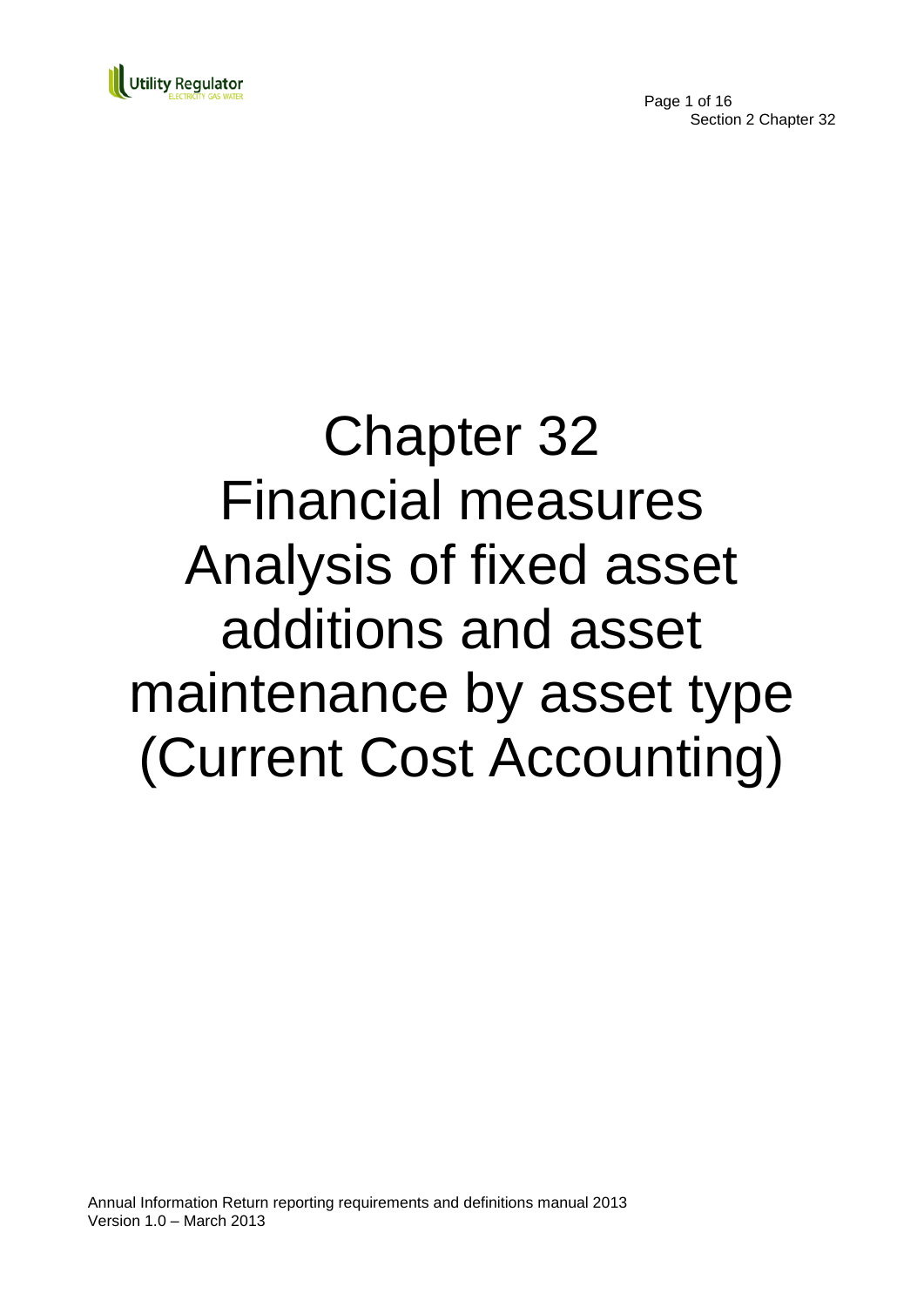# Chapter 32 Financial measures Analysis of fixed asset additions and asset maintenance by asset type (Current Cost Accounting)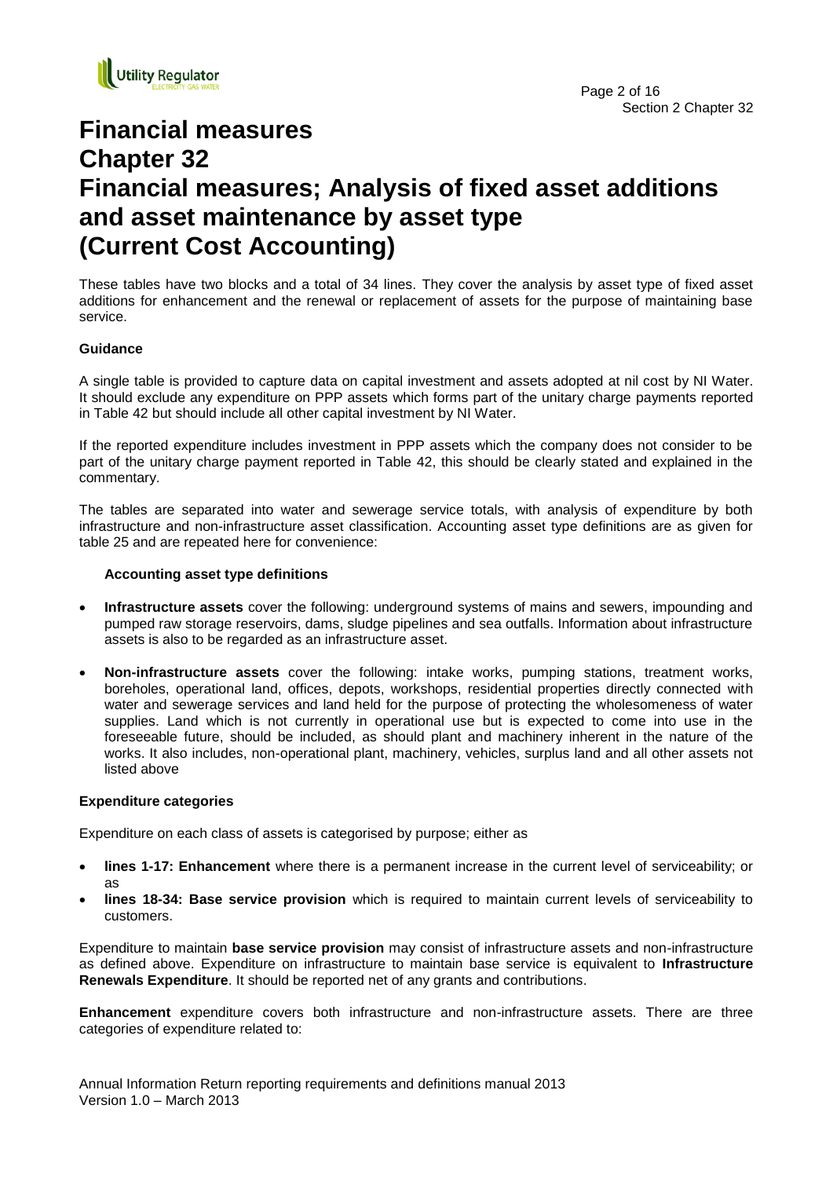# Financial measures
# Chapter 32
# Financial measures; Analysis of fixed asset additions and asset maintenance by asset type (Current Cost Accounting)

These tables have two blocks and a total of 34 lines. They cover the analysis by asset type of fixed asset additions for enhancement and the renewal or replacement of assets for the purpose of maintaining base service.

**Guidance**

A single table is provided to capture data on capital investment and assets adopted at nil cost by NI Water. It should exclude any expenditure on PPP assets which forms part of the unitary charge payments reported in Table 42 but should include all other capital investment by NI Water.

If the reported expenditure includes investment in PPP assets which the company does not consider to be part of the unitary charge payment reported in Table 42, this should be clearly stated and explained in the commentary.

The tables are separated into water and sewerage service totals, with analysis of expenditure by both infrastructure and non-infrastructure asset classification. Accounting asset type definitions are as given for table 25 and are repeated here for convenience:

**Accounting asset type definitions**

- **Infrastructure assets** cover the following: underground systems of mains and sewers, impounding and pumped raw storage reservoirs, dams, sludge pipelines and sea outfalls. Information about infrastructure assets is also to be regarded as an infrastructure asset.
- **Non-infrastructure assets** cover the following: intake works, pumping stations, treatment works, boreholes, operational land, offices, depots, workshops, residential properties directly connected with water and sewerage services and land held for the purpose of protecting the wholesomeness of water supplies. Land which is not currently in operational use but is expected to come into use in the foreseeable future, should be included, as should plant and machinery inherent in the nature of the works. It also includes, non-operational plant, machinery, vehicles, surplus land and all other assets not listed above

**Expenditure categories**

Expenditure on each class of assets is categorised by purpose; either as

- **lines 1-17: Enhancement** where there is a permanent increase in the current level of serviceability; or as
- **lines 18-34: Base service provision** which is required to maintain current levels of serviceability to customers.

Expenditure to maintain **base service provision** may consist of infrastructure assets and non-infrastructure as defined above. Expenditure on infrastructure to maintain base service is equivalent to **Infrastructure Renewals Expenditure**. It should be reported net of any grants and contributions.

**Enhancement** expenditure covers both infrastructure and non-infrastructure assets. There are three categories of expenditure related to: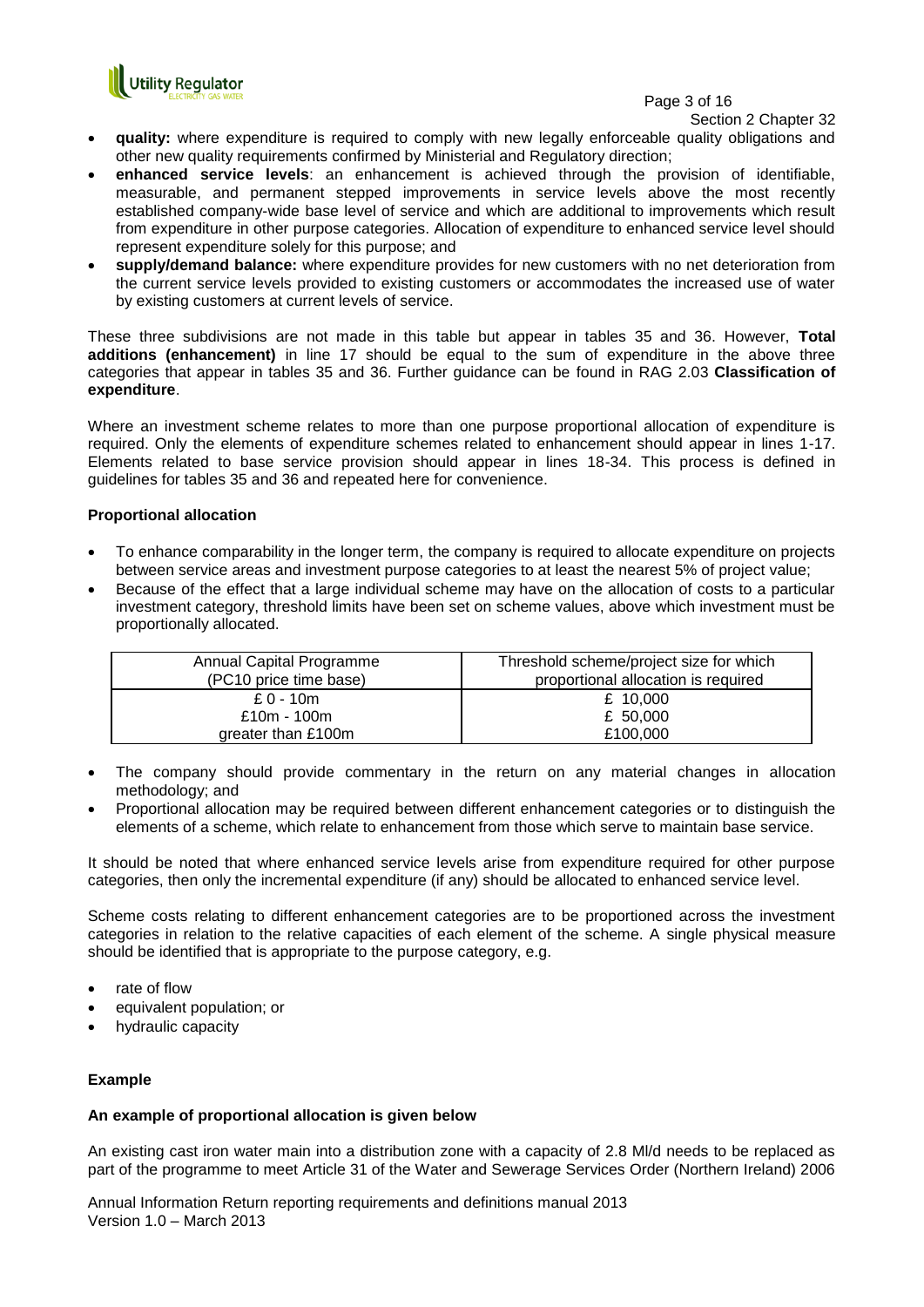- **quality:** where expenditure is required to comply with new legally enforceable quality obligations and other new quality requirements confirmed by Ministerial and Regulatory direction;
- **enhanced service levels**: an enhancement is achieved through the provision of identifiable, measurable, and permanent stepped improvements in service levels above the most recently established company-wide base level of service and which are additional to improvements which result from expenditure in other purpose categories. Allocation of expenditure to enhanced service level should represent expenditure solely for this purpose; and
- **supply/demand balance:** where expenditure provides for new customers with no net deterioration from the current service levels provided to existing customers or accommodates the increased use of water by existing customers at current levels of service.

These three subdivisions are not made in this table but appear in tables 35 and 36. However, **Total additions (enhancement)** in line 17 should be equal to the sum of expenditure in the above three categories that appear in tables 35 and 36. Further guidance can be found in RAG 2.03 **Classification of expenditure**.

Where an investment scheme relates to more than one purpose proportional allocation of expenditure is required. Only the elements of expenditure schemes related to enhancement should appear in lines 1-17. Elements related to base service provision should appear in lines 18-34. This process is defined in guidelines for tables 35 and 36 and repeated here for convenience.

**Proportional allocation**

- To enhance comparability in the longer term, the company is required to allocate expenditure on projects between service areas and investment purpose categories to at least the nearest 5% of project value;
- Because of the effect that a large individual scheme may have on the allocation of costs to a particular investment category, threshold limits have been set on scheme values, above which investment must be proportionally allocated.

| Annual Capital Programme (PC10 price time base) | Threshold scheme/project size for which proportional allocation is required |
| --- | --- |
| £ 0 - 10m | £ 10,000 |
| £10m - 100m | £ 50,000 |
| greater than £100m | £100,000 |

- The company should provide commentary in the return on any material changes in allocation methodology; and
- Proportional allocation may be required between different enhancement categories or to distinguish the elements of a scheme, which relate to enhancement from those which serve to maintain base service.

It should be noted that where enhanced service levels arise from expenditure required for other purpose categories, then only the incremental expenditure (if any) should be allocated to enhanced service level.

Scheme costs relating to different enhancement categories are to be proportioned across the investment categories in relation to the relative capacities of each element of the scheme. A single physical measure should be identified that is appropriate to the purpose category, e.g.

- rate of flow
- equivalent population; or
- hydraulic capacity

**Example**

**An example of proportional allocation is given below**

An existing cast iron water main into a distribution zone with a capacity of 2.8 Ml/d needs to be replaced as part of the programme to meet Article 31 of the Water and Sewerage Services Order (Northern Ireland) 2006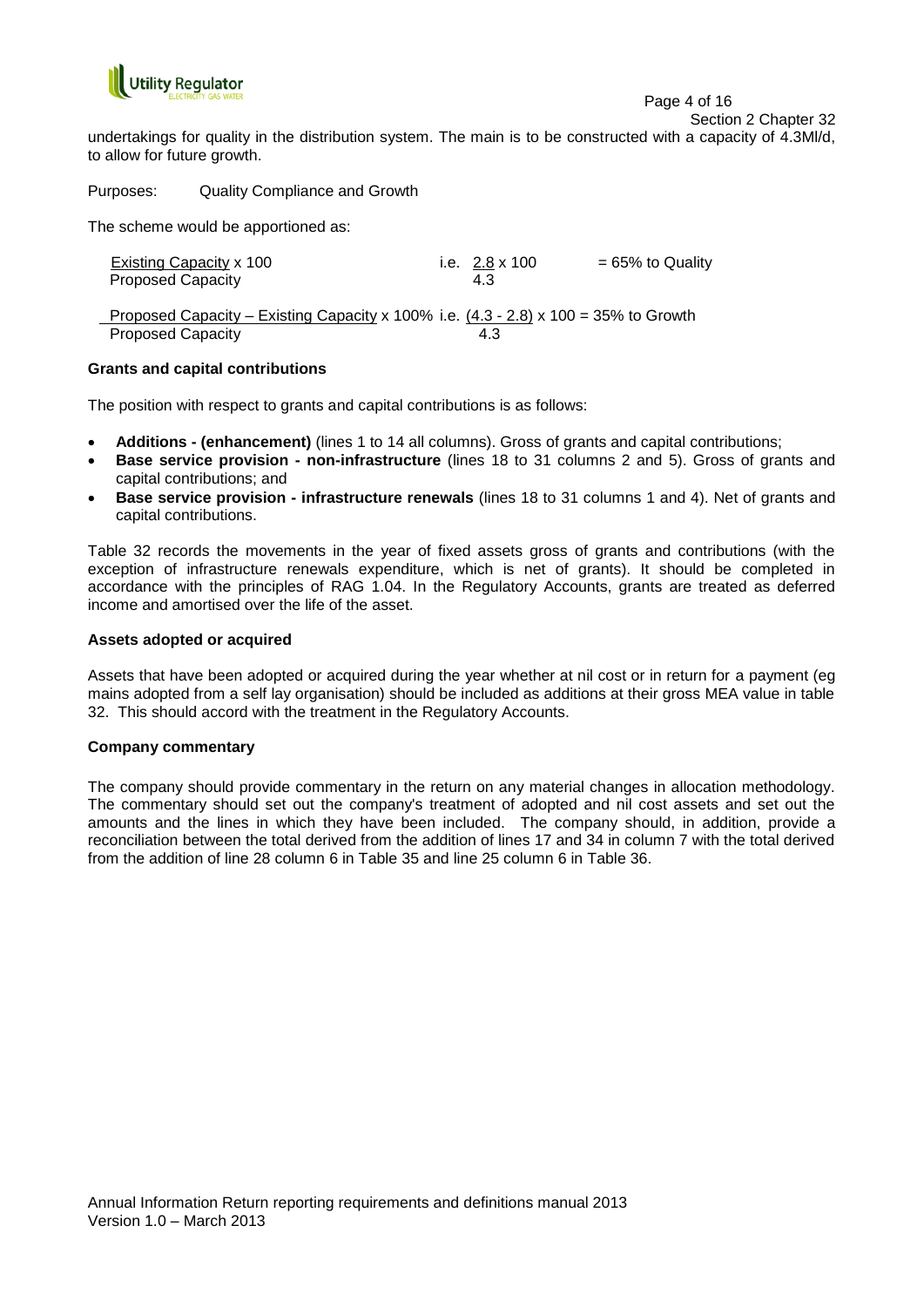undertakings for quality in the distribution system. The main is to be constructed with a capacity of 4.3Ml/d, to allow for future growth.

Purposes: Quality Compliance and Growth

The scheme would be apportioned as:

$$\frac{\text{Existing Capacity}}{\text{Proposed Capacity}} \times 100 \quad \text{i.e.} \quad \frac{2.8}{4.3} \times 100 = 65\% \text{ to Quality}$$

$$\frac{\text{Proposed Capacity} - \text{Existing Capacity}}{\text{Proposed Capacity}} \times 100\% \quad \text{i.e.} \quad \frac{(4.3 - 2.8)}{4.3} \times 100 = 35\% \text{ to Growth}$$

**Grants and capital contributions**

The position with respect to grants and capital contributions is as follows:

- **Additions - (enhancement)** (lines 1 to 14 all columns). Gross of grants and capital contributions;
- **Base service provision - non-infrastructure** (lines 18 to 31 columns 2 and 5). Gross of grants and capital contributions; and
- **Base service provision - infrastructure renewals** (lines 18 to 31 columns 1 and 4). Net of grants and capital contributions.

Table 32 records the movements in the year of fixed assets gross of grants and contributions (with the exception of infrastructure renewals expenditure, which is net of grants). It should be completed in accordance with the principles of RAG 1.04. In the Regulatory Accounts, grants are treated as deferred income and amortised over the life of the asset.

**Assets adopted or acquired**

Assets that have been adopted or acquired during the year whether at nil cost or in return for a payment (eg mains adopted from a self lay organisation) should be included as additions at their gross MEA value in table 32. This should accord with the treatment in the Regulatory Accounts.

**Company commentary**

The company should provide commentary in the return on any material changes in allocation methodology. The commentary should set out the company's treatment of adopted and nil cost assets and set out the amounts and the lines in which they have been included. The company should, in addition, provide a reconciliation between the total derived from the addition of lines 17 and 34 in column 7 with the total derived from the addition of line 28 column 6 in Table 35 and line 25 column 6 in Table 36.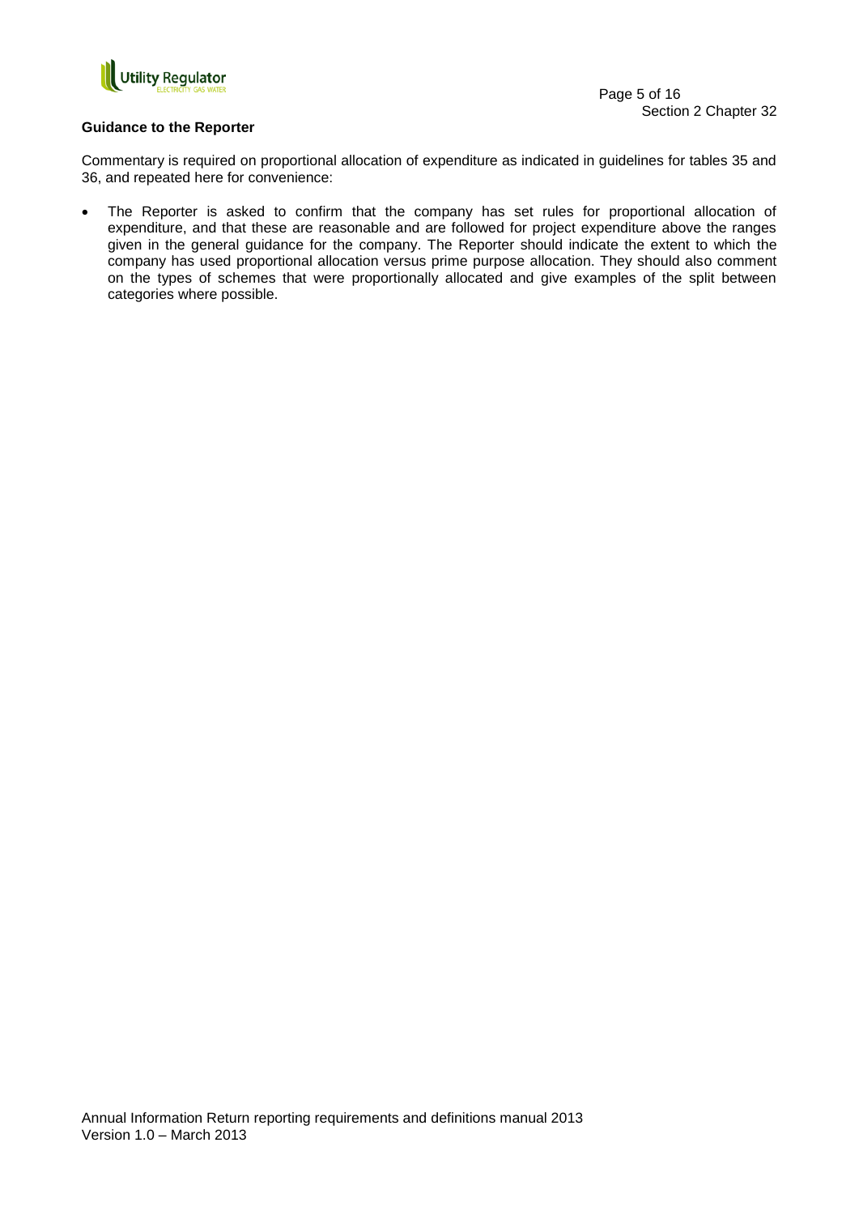**Guidance to the Reporter**

Commentary is required on proportional allocation of expenditure as indicated in guidelines for tables 35 and 36, and repeated here for convenience:

- The Reporter is asked to confirm that the company has set rules for proportional allocation of expenditure, and that these are reasonable and are followed for project expenditure above the ranges given in the general guidance for the company. The Reporter should indicate the extent to which the company has used proportional allocation versus prime purpose allocation. They should also comment on the types of schemes that were proportionally allocated and give examples of the split between categories where possible.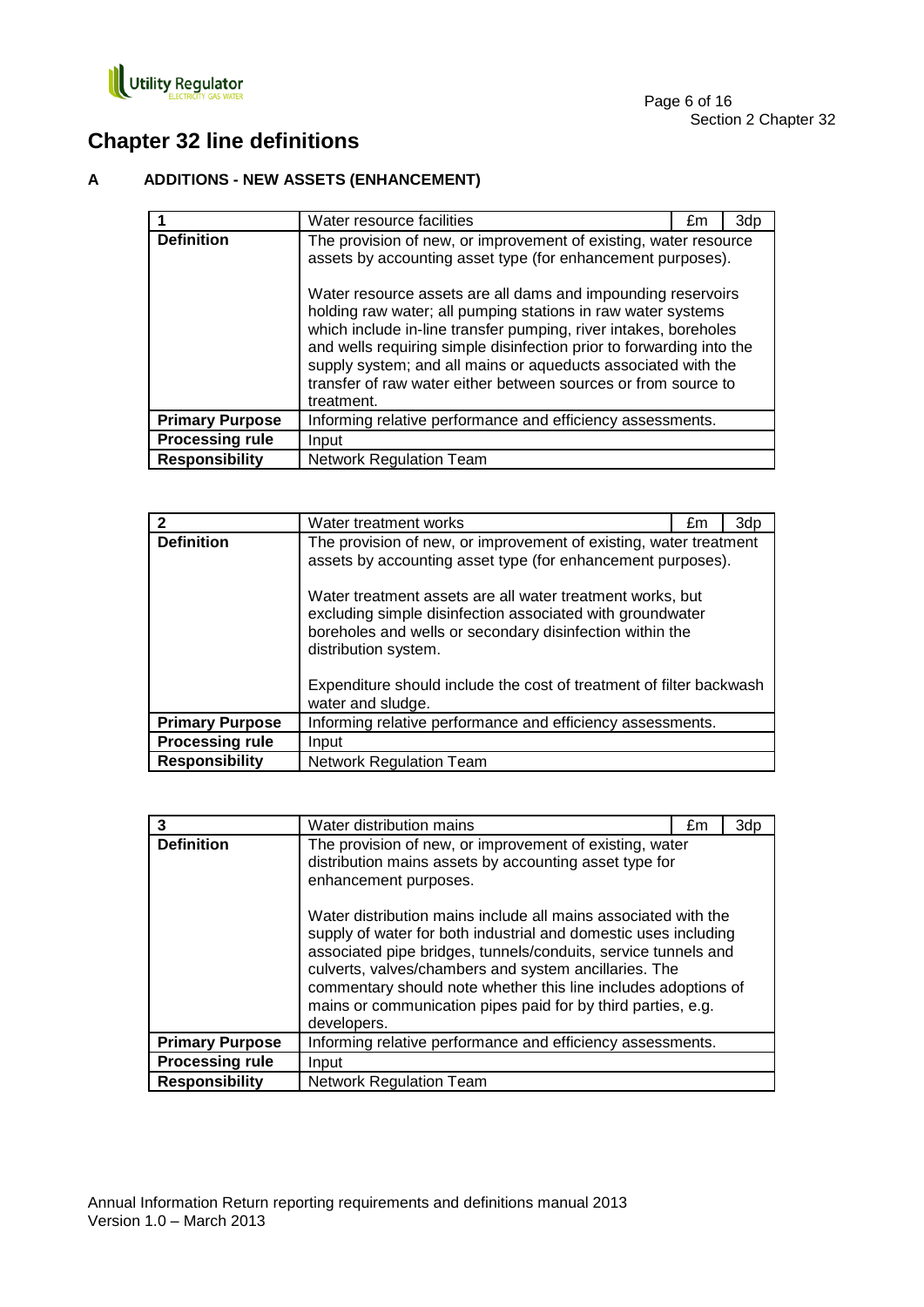# Chapter 32 line definitions

## A ADDITIONS - NEW ASSETS (ENHANCEMENT)

| 1 | Water resource facilities | £m | 3dp |
|---|---|---|---|
| **Definition** | The provision of new, or improvement of existing, water resource assets by accounting asset type (for enhancement purposes).<br><br>Water resource assets are all dams and impounding reservoirs holding raw water; all pumping stations in raw water systems which include in-line transfer pumping, river intakes, boreholes and wells requiring simple disinfection prior to forwarding into the supply system; and all mains or aqueducts associated with the transfer of raw water either between sources or from source to treatment. | | |
| **Primary Purpose** | Informing relative performance and efficiency assessments. | | |
| **Processing rule** | Input | | |
| **Responsibility** | Network Regulation Team | | |

| 2 | Water treatment works | £m | 3dp |
|---|---|---|---|
| **Definition** | The provision of new, or improvement of existing, water treatment assets by accounting asset type (for enhancement purposes).<br><br>Water treatment assets are all water treatment works, but excluding simple disinfection associated with groundwater boreholes and wells or secondary disinfection within the distribution system.<br><br>Expenditure should include the cost of treatment of filter backwash water and sludge. | | |
| **Primary Purpose** | Informing relative performance and efficiency assessments. | | |
| **Processing rule** | Input | | |
| **Responsibility** | Network Regulation Team | | |

| 3 | Water distribution mains | £m | 3dp |
|---|---|---|---|
| **Definition** | The provision of new, or improvement of existing, water distribution mains assets by accounting asset type for enhancement purposes.<br><br>Water distribution mains include all mains associated with the supply of water for both industrial and domestic uses including associated pipe bridges, tunnels/conduits, service tunnels and culverts, valves/chambers and system ancillaries. The commentary should note whether this line includes adoptions of mains or communication pipes paid for by third parties, e.g. developers. | | |
| **Primary Purpose** | Informing relative performance and efficiency assessments. | | |
| **Processing rule** | Input | | |
| **Responsibility** | Network Regulation Team | | |

Annual Information Return reporting requirements and definitions manual 2013
Version 1.0 – March 2013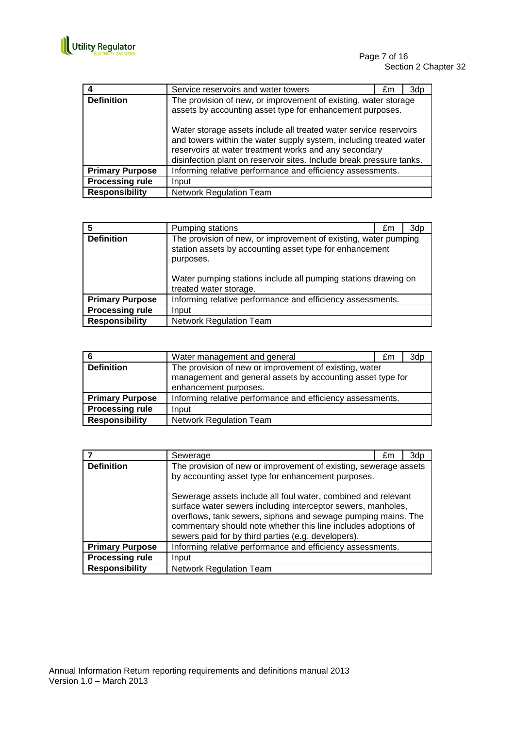| 4 | Service reservoirs and water towers | £m | 3dp |
|---|---|---|---|
| **Definition** | The provision of new, or improvement of existing, water storage assets by accounting asset type for enhancement purposes.<br><br>Water storage assets include all treated water service reservoirs and towers within the water supply system, including treated water reservoirs at water treatment works and any secondary disinfection plant on reservoir sites. Include break pressure tanks. | | |
| **Primary Purpose** | Informing relative performance and efficiency assessments. | | |
| **Processing rule** | Input | | |
| **Responsibility** | Network Regulation Team | | |

| 5 | Pumping stations | £m | 3dp |
|---|---|---|---|
| **Definition** | The provision of new, or improvement of existing, water pumping station assets by accounting asset type for enhancement purposes.<br><br>Water pumping stations include all pumping stations drawing on treated water storage. | | |
| **Primary Purpose** | Informing relative performance and efficiency assessments. | | |
| **Processing rule** | Input | | |
| **Responsibility** | Network Regulation Team | | |

| 6 | Water management and general | £m | 3dp |
|---|---|---|---|
| **Definition** | The provision of new or improvement of existing, water management and general assets by accounting asset type for enhancement purposes. | | |
| **Primary Purpose** | Informing relative performance and efficiency assessments. | | |
| **Processing rule** | Input | | |
| **Responsibility** | Network Regulation Team | | |

| 7 | Sewerage | £m | 3dp |
|---|---|---|---|
| **Definition** | The provision of new or improvement of existing, sewerage assets by accounting asset type for enhancement purposes.<br><br>Sewerage assets include all foul water, combined and relevant surface water sewers including interceptor sewers, manholes, overflows, tank sewers, siphons and sewage pumping mains. The commentary should note whether this line includes adoptions of sewers paid for by third parties (e.g. developers). | | |
| **Primary Purpose** | Informing relative performance and efficiency assessments. | | |
| **Processing rule** | Input | | |
| **Responsibility** | Network Regulation Team | | |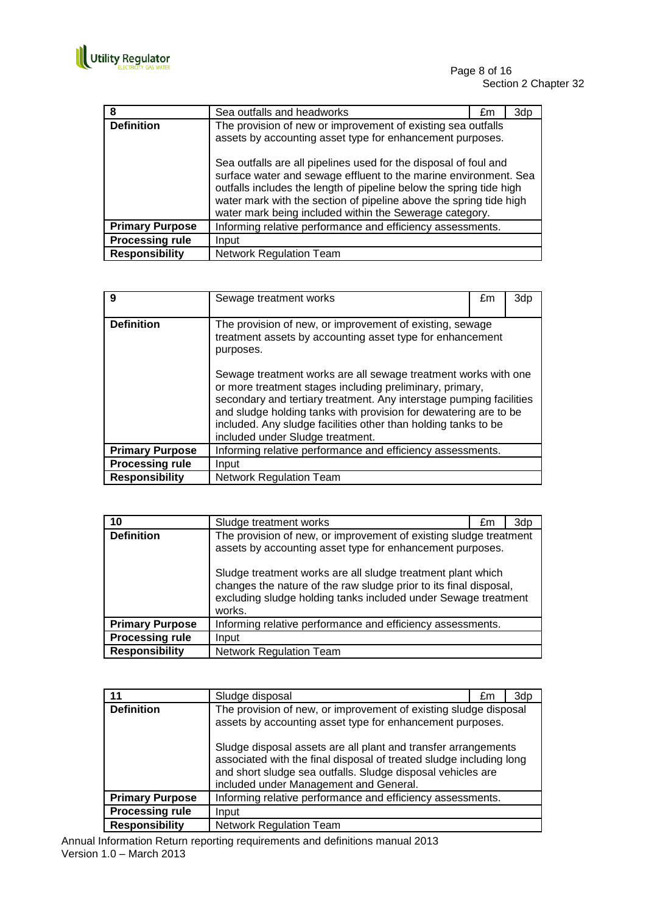| 8 | Sea outfalls and headworks | £m | 3dp |
|---|---|---|---|
| **Definition** | The provision of new or improvement of existing sea outfalls assets by accounting asset type for enhancement purposes.<br><br>Sea outfalls are all pipelines used for the disposal of foul and surface water and sewage effluent to the marine environment. Sea outfalls includes the length of pipeline below the spring tide high water mark with the section of pipeline above the spring tide high water mark being included within the Sewerage category. | | |
| **Primary Purpose** | Informing relative performance and efficiency assessments. | | |
| **Processing rule** | Input | | |
| **Responsibility** | Network Regulation Team | | |

| 9 | Sewage treatment works | £m | 3dp |
|---|---|---|---|
| **Definition** | The provision of new, or improvement of existing, sewage treatment assets by accounting asset type for enhancement purposes.<br><br>Sewage treatment works are all sewage treatment works with one or more treatment stages including preliminary, primary, secondary and tertiary treatment. Any interstage pumping facilities and sludge holding tanks with provision for dewatering are to be included. Any sludge facilities other than holding tanks to be included under Sludge treatment. | | |
| **Primary Purpose** | Informing relative performance and efficiency assessments. | | |
| **Processing rule** | Input | | |
| **Responsibility** | Network Regulation Team | | |

| 10 | Sludge treatment works | £m | 3dp |
|---|---|---|---|
| **Definition** | The provision of new, or improvement of existing sludge treatment assets by accounting asset type for enhancement purposes.<br><br>Sludge treatment works are all sludge treatment plant which changes the nature of the raw sludge prior to its final disposal, excluding sludge holding tanks included under Sewage treatment works. | | |
| **Primary Purpose** | Informing relative performance and efficiency assessments. | | |
| **Processing rule** | Input | | |
| **Responsibility** | Network Regulation Team | | |

| 11 | Sludge disposal | £m | 3dp |
|---|---|---|---|
| **Definition** | The provision of new, or improvement of existing sludge disposal assets by accounting asset type for enhancement purposes.<br><br>Sludge disposal assets are all plant and transfer arrangements associated with the final disposal of treated sludge including long and short sludge sea outfalls. Sludge disposal vehicles are included under Management and General. | | |
| **Primary Purpose** | Informing relative performance and efficiency assessments. | | |
| **Processing rule** | Input | | |
| **Responsibility** | Network Regulation Team | | |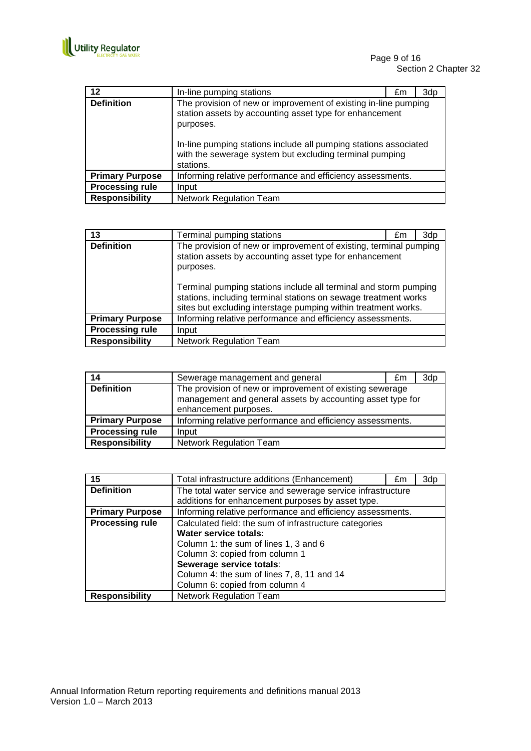| 12 | In-line pumping stations | £m | 3dp |
|---|---|---|---|
| **Definition** | The provision of new or improvement of existing in-line pumping station assets by accounting asset type for enhancement purposes.<br><br>In-line pumping stations include all pumping stations associated with the sewerage system but excluding terminal pumping stations. | | |
| **Primary Purpose** | Informing relative performance and efficiency assessments. | | |
| **Processing rule** | Input | | |
| **Responsibility** | Network Regulation Team | | |

| 13 | Terminal pumping stations | £m | 3dp |
|---|---|---|---|
| **Definition** | The provision of new or improvement of existing, terminal pumping station assets by accounting asset type for enhancement purposes.<br><br>Terminal pumping stations include all terminal and storm pumping stations, including terminal stations on sewage treatment works sites but excluding interstage pumping within treatment works. | | |
| **Primary Purpose** | Informing relative performance and efficiency assessments. | | |
| **Processing rule** | Input | | |
| **Responsibility** | Network Regulation Team | | |

| 14 | Sewerage management and general | £m | 3dp |
|---|---|---|---|
| **Definition** | The provision of new or improvement of existing sewerage management and general assets by accounting asset type for enhancement purposes. | | |
| **Primary Purpose** | Informing relative performance and efficiency assessments. | | |
| **Processing rule** | Input | | |
| **Responsibility** | Network Regulation Team | | |

| 15 | Total infrastructure additions (Enhancement) | £m | 3dp |
|---|---|---|---|
| **Definition** | The total water service and sewerage service infrastructure additions for enhancement purposes by asset type. | | |
| **Primary Purpose** | Informing relative performance and efficiency assessments. | | |
| **Processing rule** | Calculated field: the sum of infrastructure categories<br>**Water service totals:**<br>Column 1: the sum of lines 1, 3 and 6<br>Column 3: copied from column 1<br>**Sewerage service totals**:<br>Column 4: the sum of lines 7, 8, 11 and 14<br>Column 6: copied from column 4 | | |
| **Responsibility** | Network Regulation Team | | |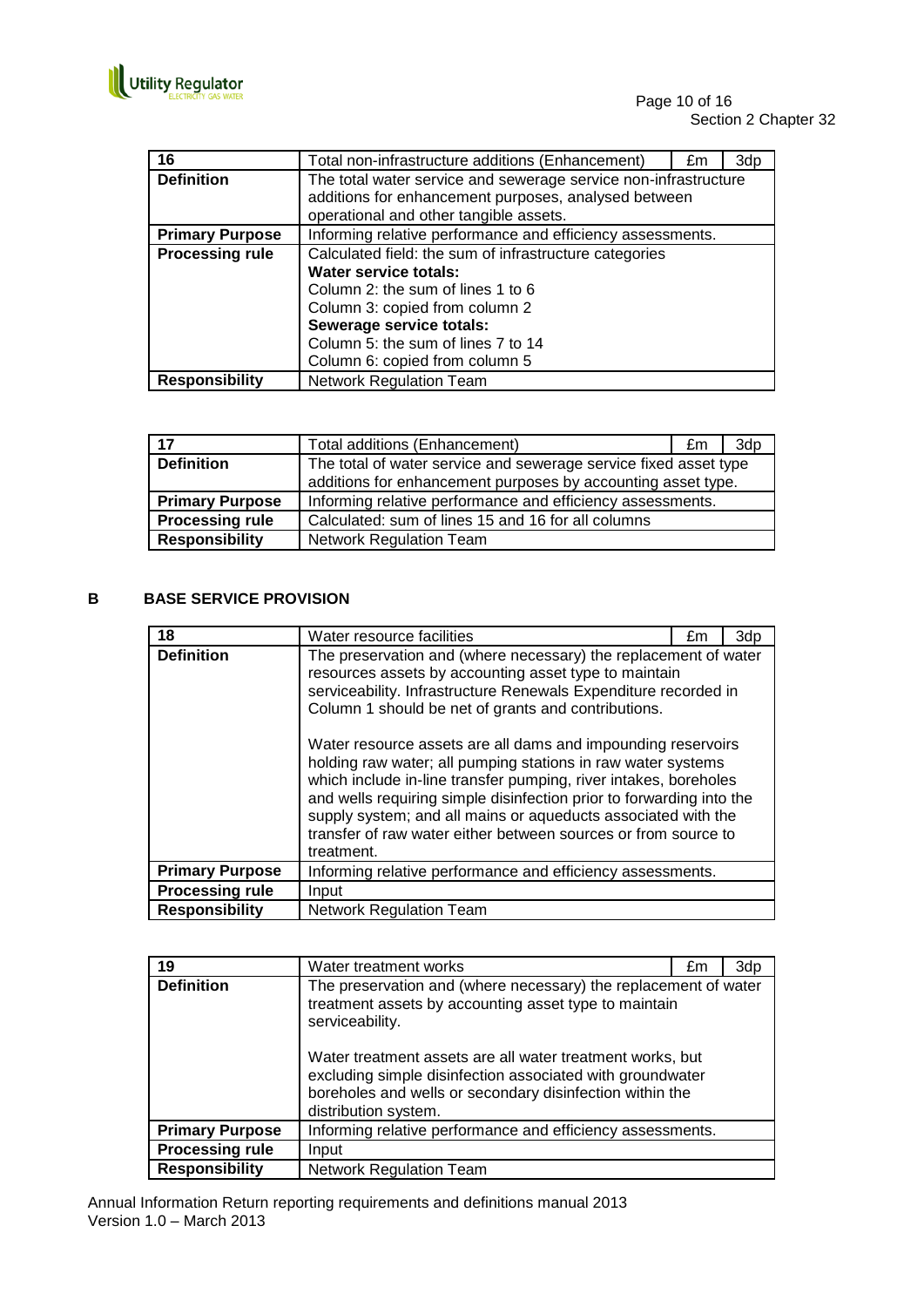| 16 | Total non-infrastructure additions (Enhancement) | £m | 3dp |
|---|---|---|---|
| **Definition** | The total water service and sewerage service non-infrastructure additions for enhancement purposes, analysed between operational and other tangible assets. | | |
| **Primary Purpose** | Informing relative performance and efficiency assessments. | | |
| **Processing rule** | Calculated field: the sum of infrastructure categories<br>**Water service totals:**<br>Column 2: the sum of lines 1 to 6<br>Column 3: copied from column 2<br>**Sewerage service totals:**<br>Column 5: the sum of lines 7 to 14<br>Column 6: copied from column 5 | | |
| **Responsibility** | Network Regulation Team | | |

| 17 | Total additions (Enhancement) | £m | 3dp |
|---|---|---|---|
| **Definition** | The total of water service and sewerage service fixed asset type additions for enhancement purposes by accounting asset type. | | |
| **Primary Purpose** | Informing relative performance and efficiency assessments. | | |
| **Processing rule** | Calculated: sum of lines 15 and 16 for all columns | | |
| **Responsibility** | Network Regulation Team | | |

## B BASE SERVICE PROVISION

| 18 | Water resource facilities | £m | 3dp |
|---|---|---|---|
| **Definition** | The preservation and (where necessary) the replacement of water resources assets by accounting asset type to maintain serviceability. Infrastructure Renewals Expenditure recorded in Column 1 should be net of grants and contributions.<br><br>Water resource assets are all dams and impounding reservoirs holding raw water; all pumping stations in raw water systems which include in-line transfer pumping, river intakes, boreholes and wells requiring simple disinfection prior to forwarding into the supply system; and all mains or aqueducts associated with the transfer of raw water either between sources or from source to treatment. | | |
| **Primary Purpose** | Informing relative performance and efficiency assessments. | | |
| **Processing rule** | Input | | |
| **Responsibility** | Network Regulation Team | | |

| 19 | Water treatment works | £m | 3dp |
|---|---|---|---|
| **Definition** | The preservation and (where necessary) the replacement of water treatment assets by accounting asset type to maintain serviceability.<br><br>Water treatment assets are all water treatment works, but excluding simple disinfection associated with groundwater boreholes and wells or secondary disinfection within the distribution system. | | |
| **Primary Purpose** | Informing relative performance and efficiency assessments. | | |
| **Processing rule** | Input | | |
| **Responsibility** | Network Regulation Team | | |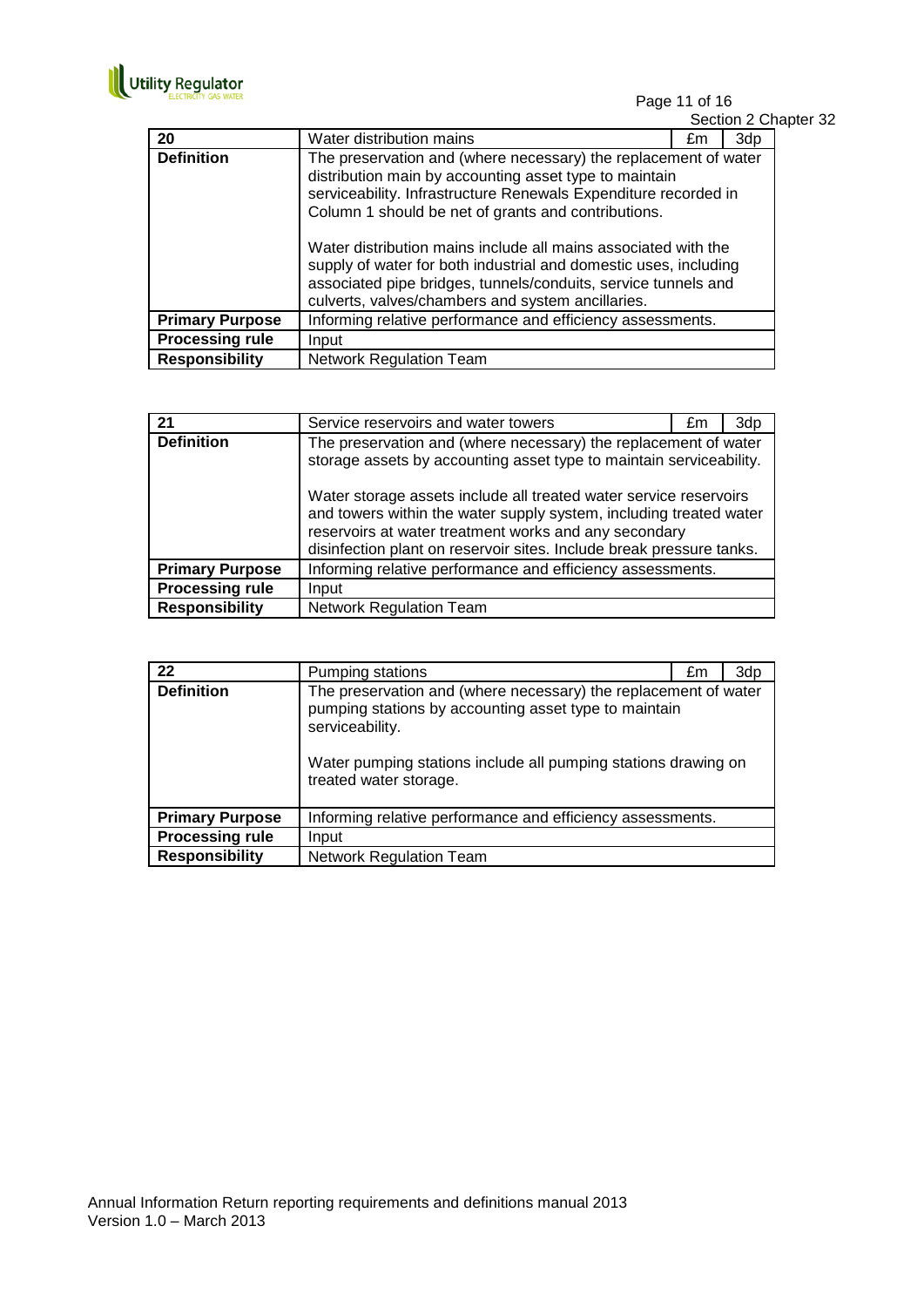| 20 | Water distribution mains | £m | 3dp |
|---|---|---|---|
| **Definition** | The preservation and (where necessary) the replacement of water distribution main by accounting asset type to maintain serviceability. Infrastructure Renewals Expenditure recorded in Column 1 should be net of grants and contributions.<br><br>Water distribution mains include all mains associated with the supply of water for both industrial and domestic uses, including associated pipe bridges, tunnels/conduits, service tunnels and culverts, valves/chambers and system ancillaries. | | |
| **Primary Purpose** | Informing relative performance and efficiency assessments. | | |
| **Processing rule** | Input | | |
| **Responsibility** | Network Regulation Team | | |

| 21 | Service reservoirs and water towers | £m | 3dp |
|---|---|---|---|
| **Definition** | The preservation and (where necessary) the replacement of water storage assets by accounting asset type to maintain serviceability.<br><br>Water storage assets include all treated water service reservoirs and towers within the water supply system, including treated water reservoirs at water treatment works and any secondary disinfection plant on reservoir sites. Include break pressure tanks. | | |
| **Primary Purpose** | Informing relative performance and efficiency assessments. | | |
| **Processing rule** | Input | | |
| **Responsibility** | Network Regulation Team | | |

| 22 | Pumping stations | £m | 3dp |
|---|---|---|---|
| **Definition** | The preservation and (where necessary) the replacement of water pumping stations by accounting asset type to maintain serviceability.<br><br>Water pumping stations include all pumping stations drawing on treated water storage. | | |
| **Primary Purpose** | Informing relative performance and efficiency assessments. | | |
| **Processing rule** | Input | | |
| **Responsibility** | Network Regulation Team | | |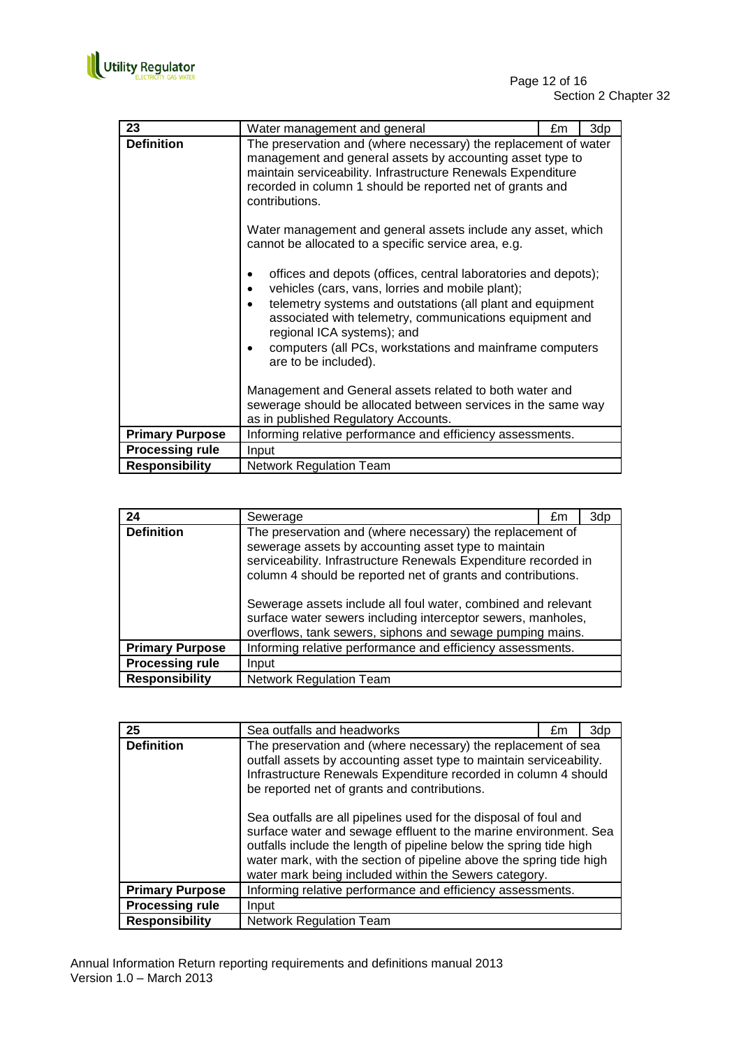| 23 | Water management and general | £m | 3dp |
|---|---|---|---|
| **Definition** | The preservation and (where necessary) the replacement of water management and general assets by accounting asset type to maintain serviceability. Infrastructure Renewals Expenditure recorded in column 1 should be reported net of grants and contributions.<br><br>Water management and general assets include any asset, which cannot be allocated to a specific service area, e.g.<br><br>• offices and depots (offices, central laboratories and depots);<br>• vehicles (cars, vans, lorries and mobile plant);<br>• telemetry systems and outstations (all plant and equipment associated with telemetry, communications equipment and regional ICA systems); and<br>• computers (all PCs, workstations and mainframe computers are to be included).<br><br>Management and General assets related to both water and sewerage should be allocated between services in the same way as in published Regulatory Accounts. | | |
| **Primary Purpose** | Informing relative performance and efficiency assessments. | | |
| **Processing rule** | Input | | |
| **Responsibility** | Network Regulation Team | | |

| 24 | Sewerage | £m | 3dp |
|---|---|---|---|
| **Definition** | The preservation and (where necessary) the replacement of sewerage assets by accounting asset type to maintain serviceability. Infrastructure Renewals Expenditure recorded in column 4 should be reported net of grants and contributions.<br><br>Sewerage assets include all foul water, combined and relevant surface water sewers including interceptor sewers, manholes, overflows, tank sewers, siphons and sewage pumping mains. | | |
| **Primary Purpose** | Informing relative performance and efficiency assessments. | | |
| **Processing rule** | Input | | |
| **Responsibility** | Network Regulation Team | | |

| 25 | Sea outfalls and headworks | £m | 3dp |
|---|---|---|---|
| **Definition** | The preservation and (where necessary) the replacement of sea outfall assets by accounting asset type to maintain serviceability. Infrastructure Renewals Expenditure recorded in column 4 should be reported net of grants and contributions.<br><br>Sea outfalls are all pipelines used for the disposal of foul and surface water and sewage effluent to the marine environment. Sea outfalls include the length of pipeline below the spring tide high water mark, with the section of pipeline above the spring tide high water mark being included within the Sewers category. | | |
| **Primary Purpose** | Informing relative performance and efficiency assessments. | | |
| **Processing rule** | Input | | |
| **Responsibility** | Network Regulation Team | | |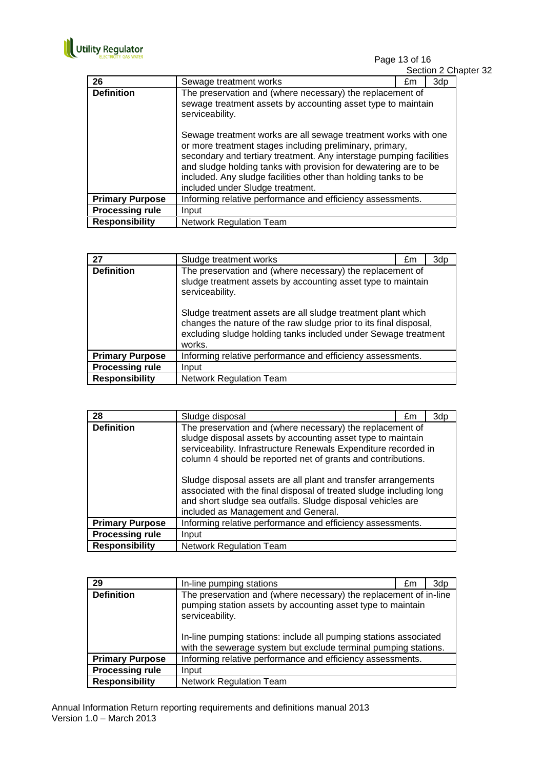| 26 | Sewage treatment works | £m | 3dp |
|---|---|---|---|
| **Definition** | The preservation and (where necessary) the replacement of sewage treatment assets by accounting asset type to maintain serviceability.<br><br>Sewage treatment works are all sewage treatment works with one or more treatment stages including preliminary, primary, secondary and tertiary treatment. Any interstage pumping facilities and sludge holding tanks with provision for dewatering are to be included. Any sludge facilities other than holding tanks to be included under Sludge treatment. | | |
| **Primary Purpose** | Informing relative performance and efficiency assessments. | | |
| **Processing rule** | Input | | |
| **Responsibility** | Network Regulation Team | | |

| 27 | Sludge treatment works | £m | 3dp |
|---|---|---|---|
| **Definition** | The preservation and (where necessary) the replacement of sludge treatment assets by accounting asset type to maintain serviceability.<br><br>Sludge treatment assets are all sludge treatment plant which changes the nature of the raw sludge prior to its final disposal, excluding sludge holding tanks included under Sewage treatment works. | | |
| **Primary Purpose** | Informing relative performance and efficiency assessments. | | |
| **Processing rule** | Input | | |
| **Responsibility** | Network Regulation Team | | |

| 28 | Sludge disposal | £m | 3dp |
|---|---|---|---|
| **Definition** | The preservation and (where necessary) the replacement of sludge disposal assets by accounting asset type to maintain serviceability. Infrastructure Renewals Expenditure recorded in column 4 should be reported net of grants and contributions.<br><br>Sludge disposal assets are all plant and transfer arrangements associated with the final disposal of treated sludge including long and short sludge sea outfalls. Sludge disposal vehicles are included as Management and General. | | |
| **Primary Purpose** | Informing relative performance and efficiency assessments. | | |
| **Processing rule** | Input | | |
| **Responsibility** | Network Regulation Team | | |

| 29 | In-line pumping stations | £m | 3dp |
|---|---|---|---|
| **Definition** | The preservation and (where necessary) the replacement of in-line pumping station assets by accounting asset type to maintain serviceability.<br><br>In-line pumping stations: include all pumping stations associated with the sewerage system but exclude terminal pumping stations. | | |
| **Primary Purpose** | Informing relative performance and efficiency assessments. | | |
| **Processing rule** | Input | | |
| **Responsibility** | Network Regulation Team | | |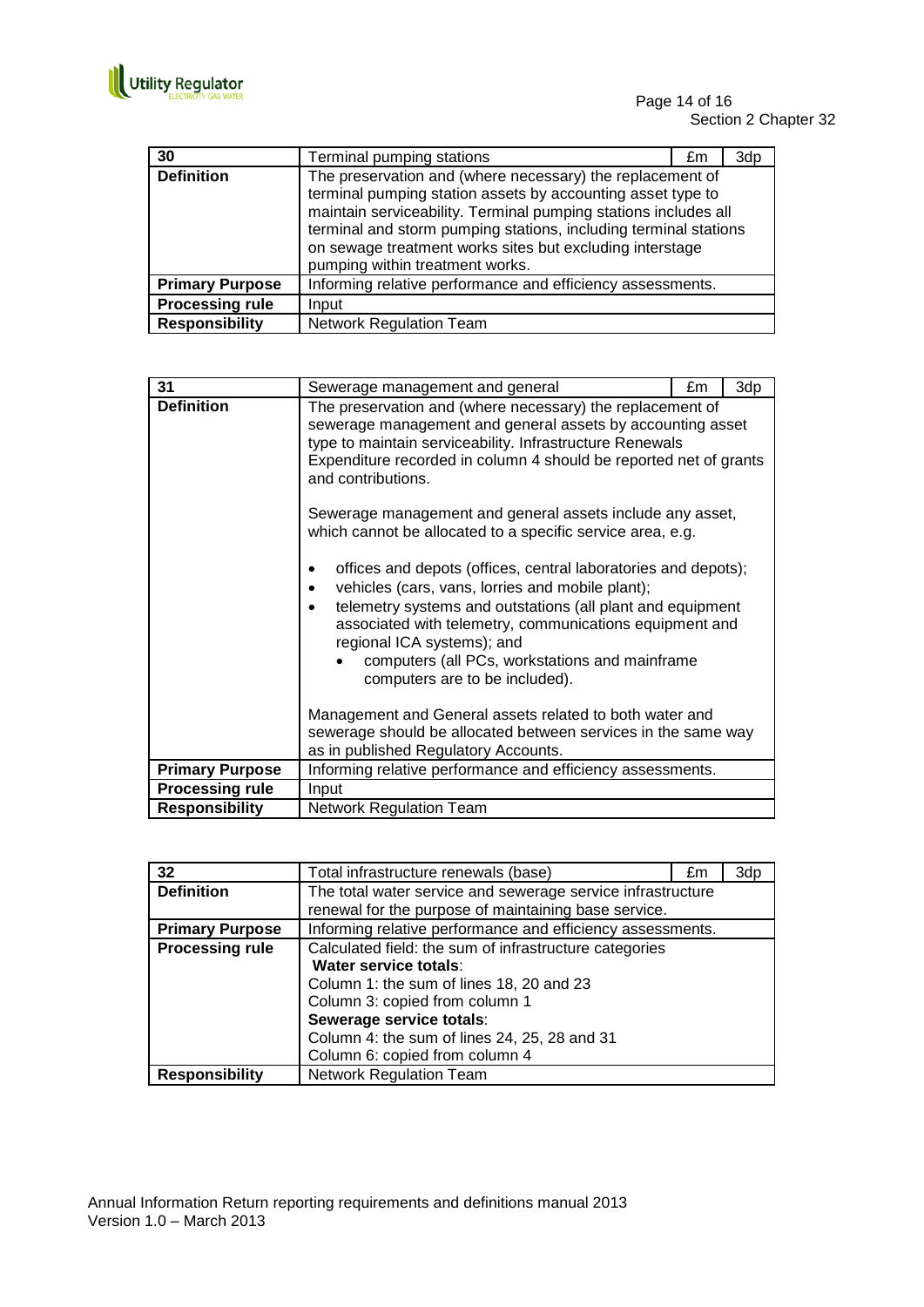| 30 | Terminal pumping stations | £m | 3dp |
|---|---|---|---|
| **Definition** | The preservation and (where necessary) the replacement of terminal pumping station assets by accounting asset type to maintain serviceability. Terminal pumping stations includes all terminal and storm pumping stations, including terminal stations on sewage treatment works sites but excluding interstage pumping within treatment works. | | |
| **Primary Purpose** | Informing relative performance and efficiency assessments. | | |
| **Processing rule** | Input | | |
| **Responsibility** | Network Regulation Team | | |

| 31 | Sewerage management and general | £m | 3dp |
|---|---|---|---|
| **Definition** | The preservation and (where necessary) the replacement of sewerage management and general assets by accounting asset type to maintain serviceability. Infrastructure Renewals Expenditure recorded in column 4 should be reported net of grants and contributions.<br><br>Sewerage management and general assets include any asset, which cannot be allocated to a specific service area, e.g.<br><br>• offices and depots (offices, central laboratories and depots);<br>• vehicles (cars, vans, lorries and mobile plant);<br>• telemetry systems and outstations (all plant and equipment associated with telemetry, communications equipment and regional ICA systems); and<br>  • computers (all PCs, workstations and mainframe computers are to be included).<br><br>Management and General assets related to both water and sewerage should be allocated between services in the same way as in published Regulatory Accounts. | | |
| **Primary Purpose** | Informing relative performance and efficiency assessments. | | |
| **Processing rule** | Input | | |
| **Responsibility** | Network Regulation Team | | |

| 32 | Total infrastructure renewals (base) | £m | 3dp |
|---|---|---|---|
| **Definition** | The total water service and sewerage service infrastructure renewal for the purpose of maintaining base service. | | |
| **Primary Purpose** | Informing relative performance and efficiency assessments. | | |
| **Processing rule** | Calculated field: the sum of infrastructure categories<br>**Water service totals**:<br>Column 1: the sum of lines 18, 20 and 23<br>Column 3: copied from column 1<br>**Sewerage service totals**:<br>Column 4: the sum of lines 24, 25, 28 and 31<br>Column 6: copied from column 4 | | |
| **Responsibility** | Network Regulation Team | | |

Annual Information Return reporting requirements and definitions manual 2013
Version 1.0 – March 2013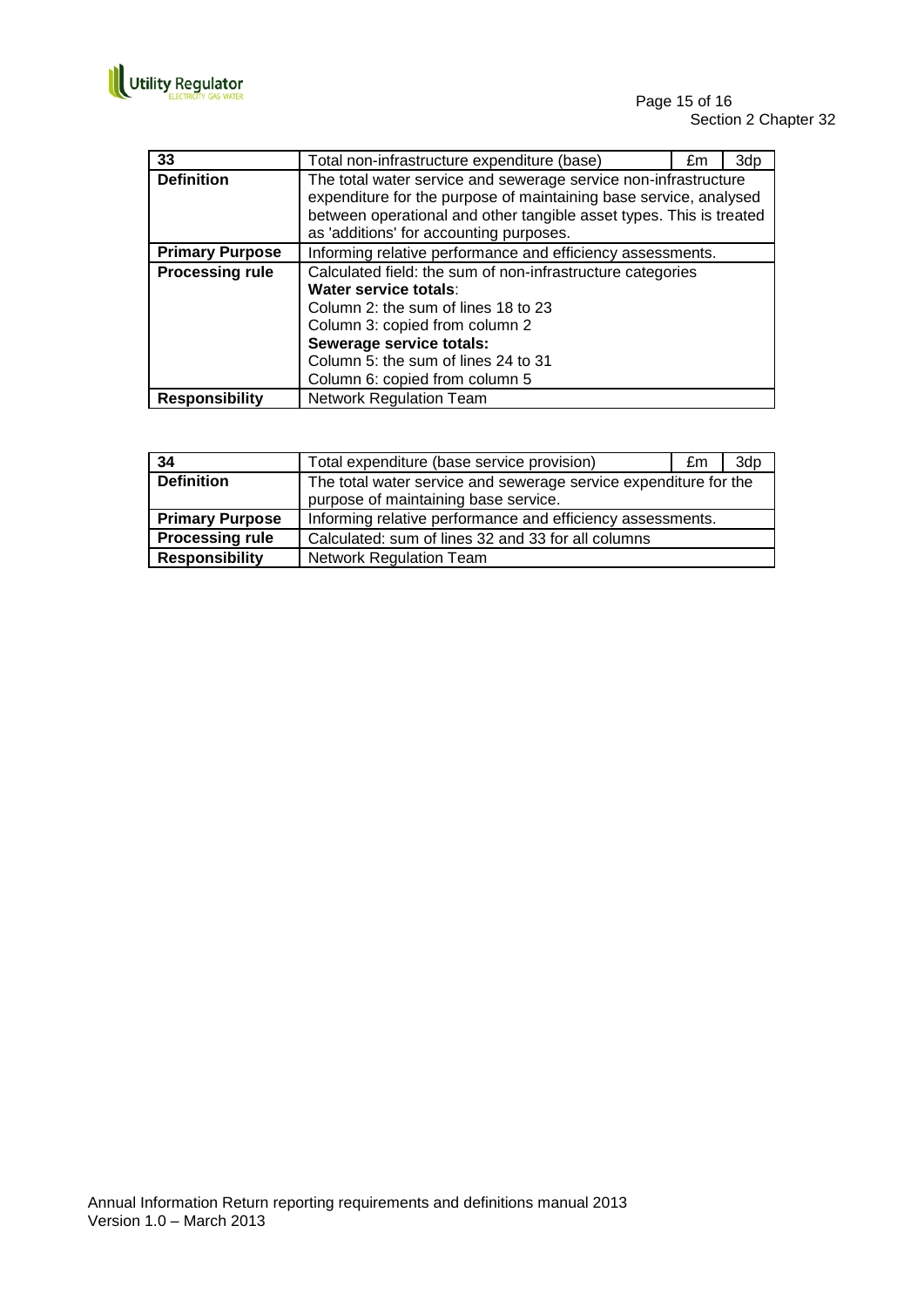| 33 | Total non-infrastructure expenditure (base) | £m | 3dp |
|---|---|---|---|
| **Definition** | The total water service and sewerage service non-infrastructure expenditure for the purpose of maintaining base service, analysed between operational and other tangible asset types. This is treated as 'additions' for accounting purposes. | | |
| **Primary Purpose** | Informing relative performance and efficiency assessments. | | |
| **Processing rule** | Calculated field: the sum of non-infrastructure categories<br>**Water service totals**:<br>Column 2: the sum of lines 18 to 23<br>Column 3: copied from column 2<br>**Sewerage service totals:**<br>Column 5: the sum of lines 24 to 31<br>Column 6: copied from column 5 | | |
| **Responsibility** | Network Regulation Team | | |

| 34 | Total expenditure (base service provision) | £m | 3dp |
|---|---|---|---|
| **Definition** | The total water service and sewerage service expenditure for the purpose of maintaining base service. | | |
| **Primary Purpose** | Informing relative performance and efficiency assessments. | | |
| **Processing rule** | Calculated: sum of lines 32 and 33 for all columns | | |
| **Responsibility** | Network Regulation Team | | |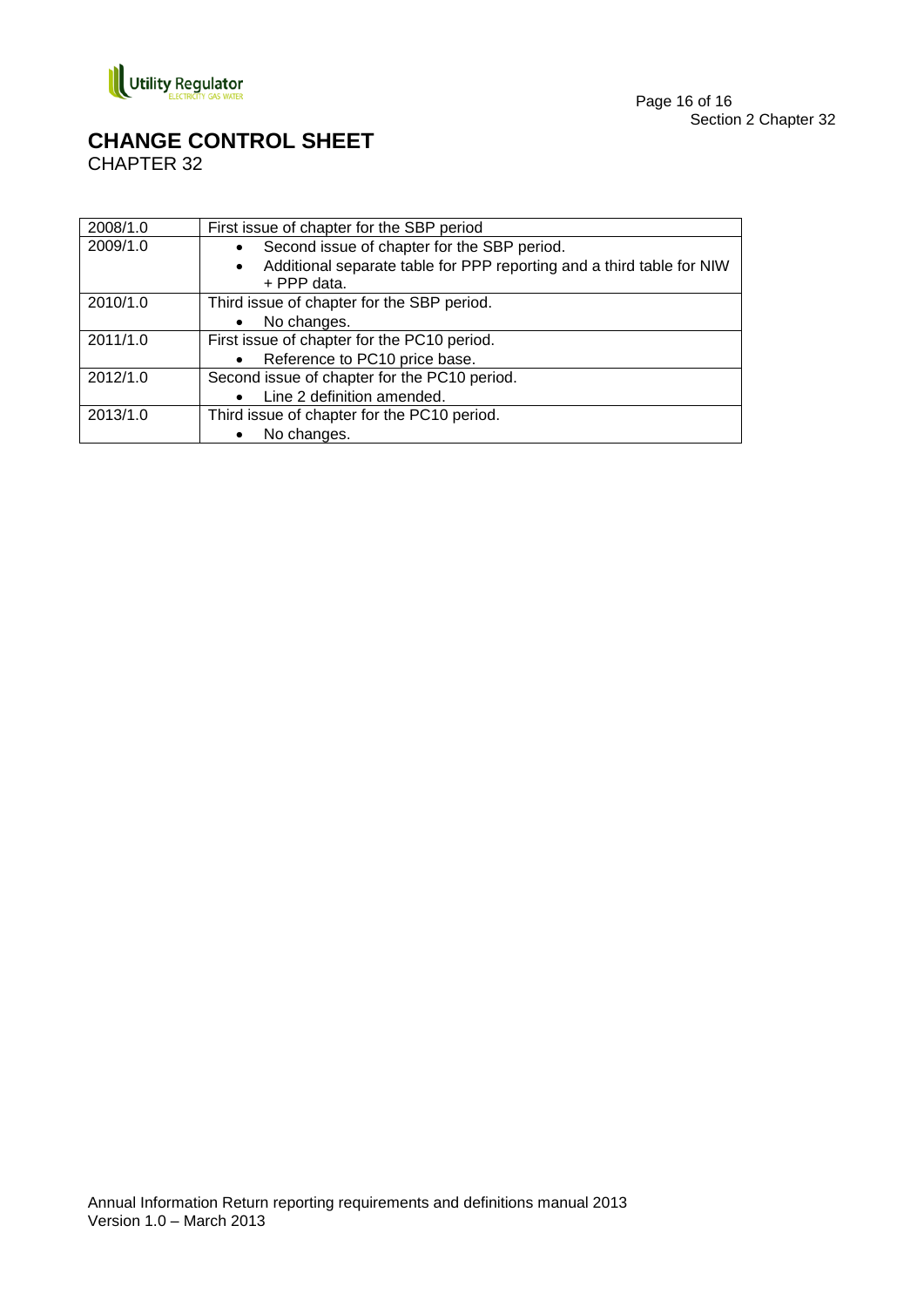# CHANGE CONTROL SHEET

CHAPTER 32

| | |
|---|---|
| 2008/1.0 | First issue of chapter for the SBP period |
| 2009/1.0 | • Second issue of chapter for the SBP period.<br>• Additional separate table for PPP reporting and a third table for NIW + PPP data. |
| 2010/1.0 | Third issue of chapter for the SBP period.<br>• No changes. |
| 2011/1.0 | First issue of chapter for the PC10 period.<br>• Reference to PC10 price base. |
| 2012/1.0 | Second issue of chapter for the PC10 period.<br>• Line 2 definition amended. |
| 2013/1.0 | Third issue of chapter for the PC10 period.<br>• No changes. |